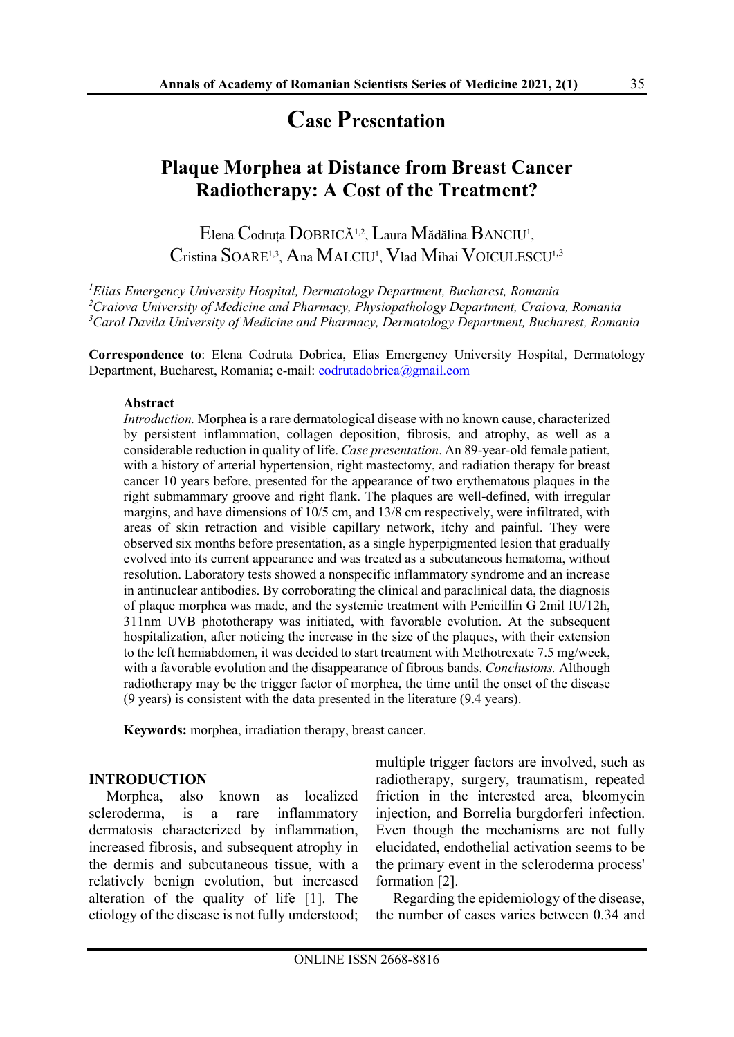# Case Presentation

## Plaque Morphea at Distance from Breast Cancer Radiotherapy: A Cost of the Treatment?

Elena Codruța DOBRICĂ[1,2], Laura Mădălina BANCIU[1], Cristina SOARE[1,3], Ana MALCIU[1], Vlad Mihai VOICULESCU[1,3]

[1]*Elias Emergency University Hospital, Dermatology Department, Bucharest, Romania*
[2]*Craiova University of Medicine and Pharmacy, Physiopathology Department, Craiova, Romania*
[3]*Carol Davila University of Medicine and Pharmacy, Dermatology Department, Bucharest, Romania*

**Correspondence to**: Elena Codruta Dobrica, Elias Emergency University Hospital, Dermatology Department, Bucharest, Romania; e-mail: codrutadobrica@gmail.com

**Abstract**

*Introduction.* Morphea is a rare dermatological disease with no known cause, characterized by persistent inflammation, collagen deposition, fibrosis, and atrophy, as well as a considerable reduction in quality of life. *Case presentation*. An 89-year-old female patient, with a history of arterial hypertension, right mastectomy, and radiation therapy for breast cancer 10 years before, presented for the appearance of two erythematous plaques in the right submammary groove and right flank. The plaques are well-defined, with irregular margins, and have dimensions of 10/5 cm, and 13/8 cm respectively, were infiltrated, with areas of skin retraction and visible capillary network, itchy and painful. They were observed six months before presentation, as a single hyperpigmented lesion that gradually evolved into its current appearance and was treated as a subcutaneous hematoma, without resolution. Laboratory tests showed a nonspecific inflammatory syndrome and an increase in antinuclear antibodies. By corroborating the clinical and paraclinical data, the diagnosis of plaque morphea was made, and the systemic treatment with Penicillin G 2mil IU/12h, 311nm UVB phototherapy was initiated, with favorable evolution. At the subsequent hospitalization, after noticing the increase in the size of the plaques, with their extension to the left hemiabdomen, it was decided to start treatment with Methotrexate 7.5 mg/week, with a favorable evolution and the disappearance of fibrous bands. *Conclusions.* Although radiotherapy may be the trigger factor of morphea, the time until the onset of the disease (9 years) is consistent with the data presented in the literature (9.4 years).

**Keywords:** morphea, irradiation therapy, breast cancer.

### INTRODUCTION

Morphea, also known as localized scleroderma, is a rare inflammatory dermatosis characterized by inflammation, increased fibrosis, and subsequent atrophy in the dermis and subcutaneous tissue, with a relatively benign evolution, but increased alteration of the quality of life [1]. The etiology of the disease is not fully understood; multiple trigger factors are involved, such as radiotherapy, surgery, traumatism, repeated friction in the interested area, bleomycin injection, and Borrelia burgdorferi infection. Even though the mechanisms are not fully elucidated, endothelial activation seems to be the primary event in the scleroderma process' formation [2].

Regarding the epidemiology of the disease, the number of cases varies between 0.34 and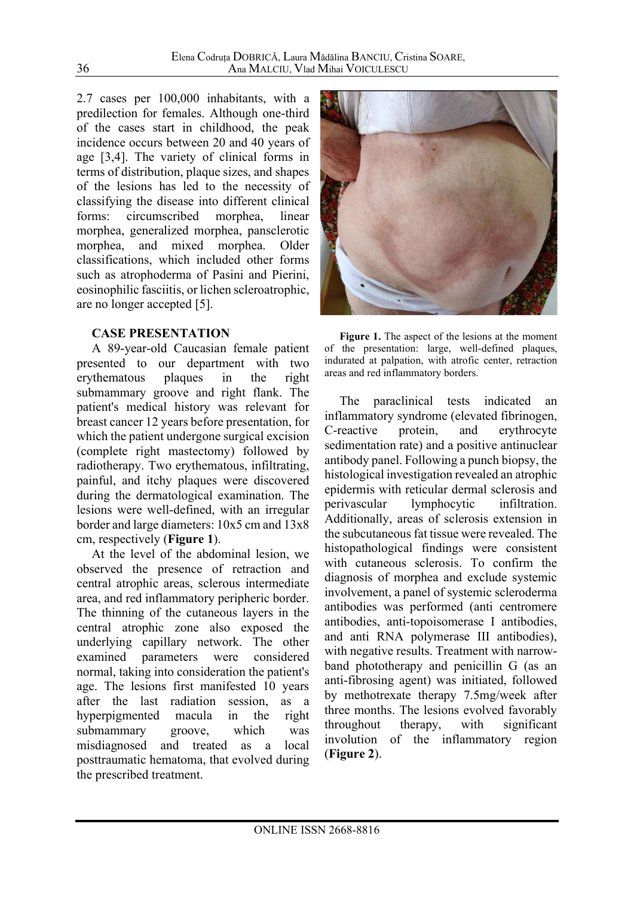2.7 cases per 100,000 inhabitants, with a predilection for females. Although one-third of the cases start in childhood, the peak incidence occurs between 20 and 40 years of age [3,4]. The variety of clinical forms in terms of distribution, plaque sizes, and shapes of the lesions has led to the necessity of classifying the disease into different clinical forms: circumscribed morphea, linear morphea, generalized morphea, pansclerotic morphea, and mixed morphea. Older classifications, which included other forms such as atrophoderma of Pasini and Pierini, eosinophilic fasciitis, or lichen scleroatrophic, are no longer accepted [5].

## CASE PRESENTATION

A 89-year-old Caucasian female patient presented to our department with two erythematous plaques in the right submammary groove and right flank. The patient's medical history was relevant for breast cancer 12 years before presentation, for which the patient undergone surgical excision (complete right mastectomy) followed by radiotherapy. Two erythematous, infiltrating, painful, and itchy plaques were discovered during the dermatological examination. The lesions were well-defined, with an irregular border and large diameters: 10x5 cm and 13x8 cm, respectively (**Figure 1**).

At the level of the abdominal lesion, we observed the presence of retraction and central atrophic areas, sclerous intermediate area, and red inflammatory peripheric border. The thinning of the cutaneous layers in the central atrophic zone also exposed the underlying capillary network. The other examined parameters were considered normal, taking into consideration the patient's age. The lesions first manifested 10 years after the last radiation session, as a hyperpigmented macula in the right submammary groove, which was misdiagnosed and treated as a local posttraumatic hematoma, that evolved during the prescribed treatment.

**Figure 1.** The aspect of the lesions at the moment of the presentation: large, well-defined plaques, indurated at palpation, with atrofic center, retraction areas and red inflammatory borders.

The paraclinical tests indicated an inflammatory syndrome (elevated fibrinogen, C-reactive protein, and erythrocyte sedimentation rate) and a positive antinuclear antibody panel. Following a punch biopsy, the histological investigation revealed an atrophic epidermis with reticular dermal sclerosis and perivascular lymphocytic infiltration. Additionally, areas of sclerosis extension in the subcutaneous fat tissue were revealed. The histopathological findings were consistent with cutaneous sclerosis. To confirm the diagnosis of morphea and exclude systemic involvement, a panel of systemic scleroderma antibodies was performed (anti centromere antibodies, anti-topoisomerase I antibodies, and anti RNA polymerase III antibodies), with negative results. Treatment with narrow-band phototherapy and penicillin G (as an anti-fibrosing agent) was initiated, followed by methotrexate therapy 7.5mg/week after three months. The lesions evolved favorably throughout therapy, with significant involution of the inflammatory region (**Figure 2**).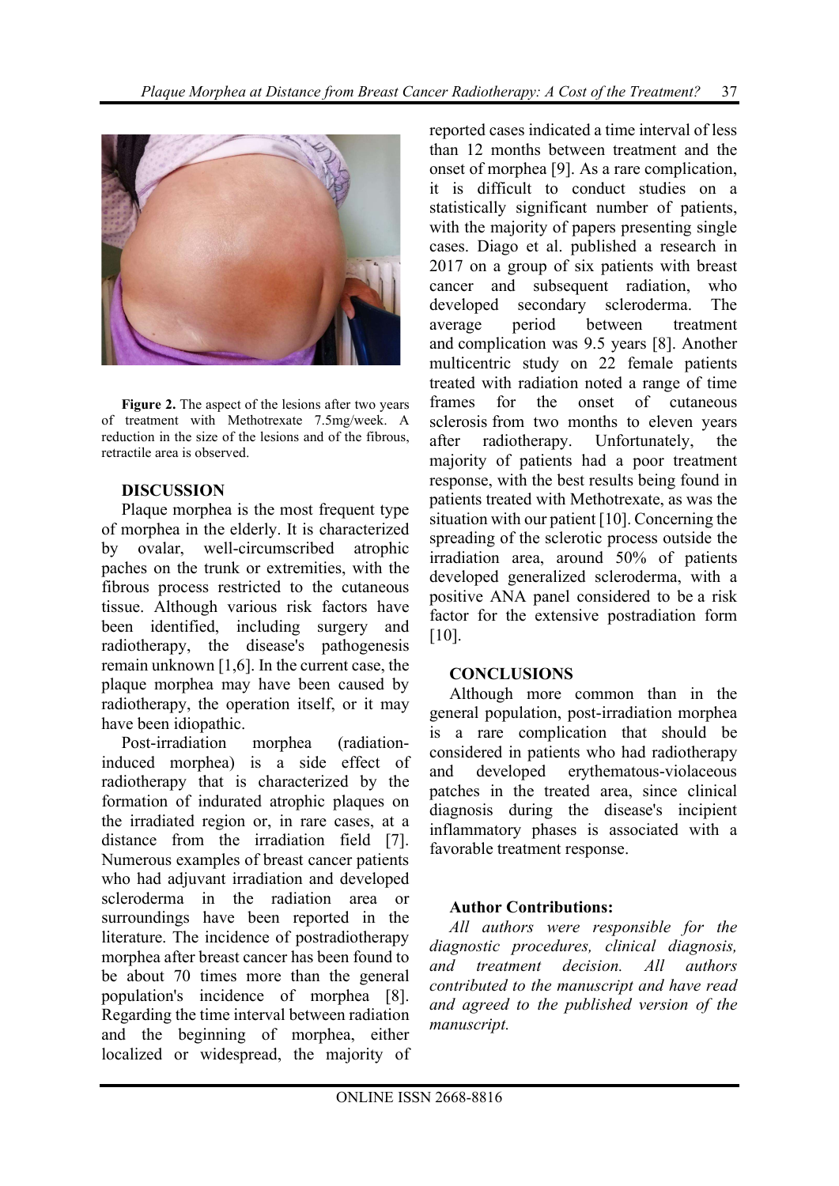**Figure 2.** The aspect of the lesions after two years of treatment with Methotrexate 7.5mg/week. A reduction in the size of the lesions and of the fibrous, retractile area is observed.

## DISCUSSION

Plaque morphea is the most frequent type of morphea in the elderly. It is characterized by ovalar, well-circumscribed atrophic paches on the trunk or extremities, with the fibrous process restricted to the cutaneous tissue. Although various risk factors have been identified, including surgery and radiotherapy, the disease's pathogenesis remain unknown [1,6]. In the current case, the plaque morphea may have been caused by radiotherapy, the operation itself, or it may have been idiopathic.

Post-irradiation morphea (radiation-induced morphea) is a side effect of radiotherapy that is characterized by the formation of indurated atrophic plaques on the irradiated region or, in rare cases, at a distance from the irradiation field [7]. Numerous examples of breast cancer patients who had adjuvant irradiation and developed scleroderma in the radiation area or surroundings have been reported in the literature. The incidence of postradiotherapy morphea after breast cancer has been found to be about 70 times more than the general population's incidence of morphea [8]. Regarding the time interval between radiation and the beginning of morphea, either localized or widespread, the majority of reported cases indicated a time interval of less than 12 months between treatment and the onset of morphea [9]. As a rare complication, it is difficult to conduct studies on a statistically significant number of patients, with the majority of papers presenting single cases. Diago et al. published a research in 2017 on a group of six patients with breast cancer and subsequent radiation, who developed secondary scleroderma. The average period between treatment and complication was 9.5 years [8]. Another multicentric study on 22 female patients treated with radiation noted a range of time frames for the onset of cutaneous sclerosis from two months to eleven years after radiotherapy. Unfortunately, the majority of patients had a poor treatment response, with the best results being found in patients treated with Methotrexate, as was the situation with our patient [10]. Concerning the spreading of the sclerotic process outside the irradiation area, around 50% of patients developed generalized scleroderma, with a positive ANA panel considered to be a risk factor for the extensive postradiation form [10].

## CONCLUSIONS

Although more common than in the general population, post-irradiation morphea is a rare complication that should be considered in patients who had radiotherapy and developed erythematous-violaceous patches in the treated area, since clinical diagnosis during the disease's incipient inflammatory phases is associated with a favorable treatment response.

### Author Contributions:

*All authors were responsible for the diagnostic procedures, clinical diagnosis, and treatment decision. All authors contributed to the manuscript and have read and agreed to the published version of the manuscript.*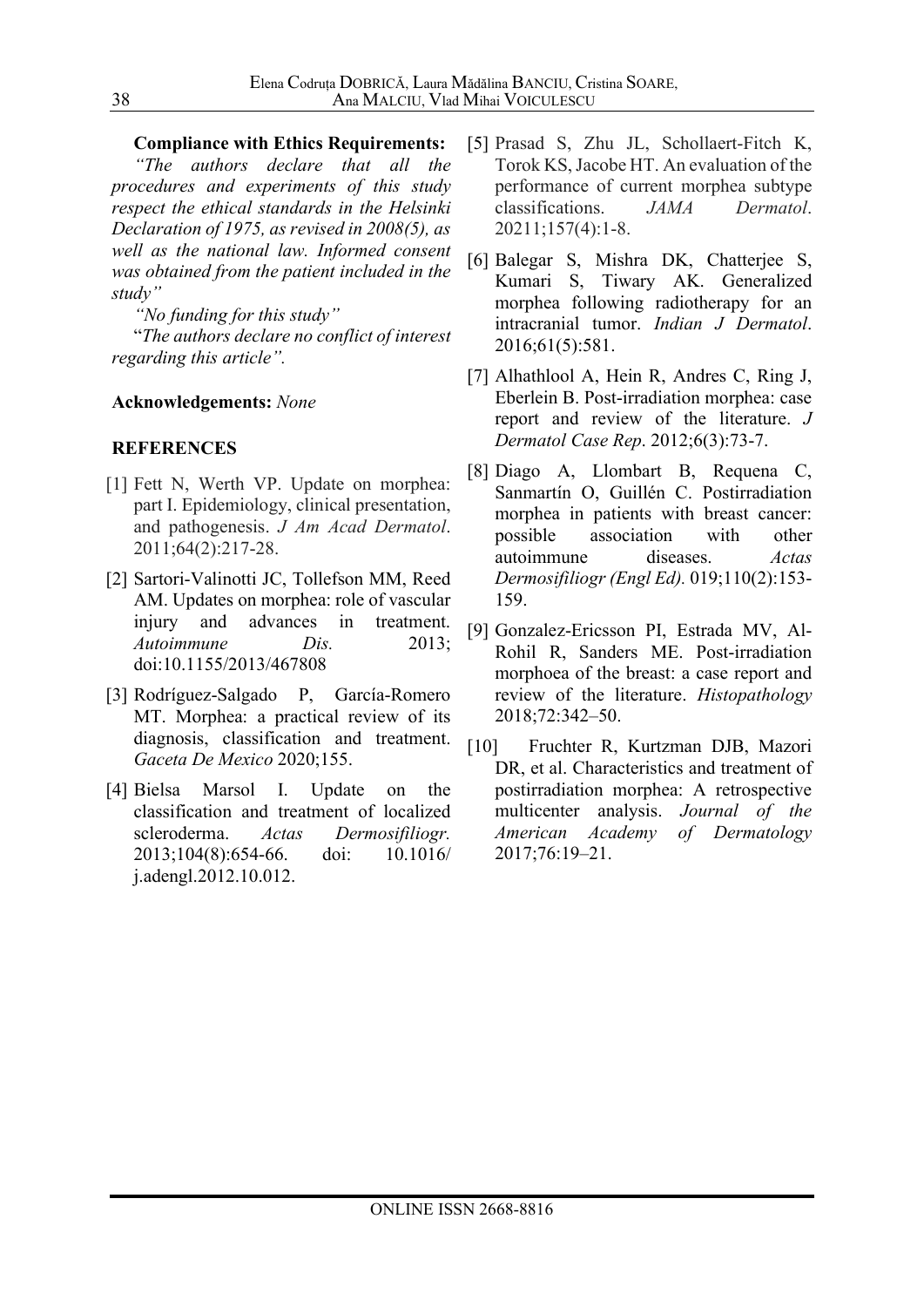**Compliance with Ethics Requirements:**

*"The authors declare that all the procedures and experiments of this study respect the ethical standards in the Helsinki Declaration of 1975, as revised in 2008(5), as well as the national law. Informed consent was obtained from the patient included in the study"*

*"No funding for this study"*

"*The authors declare no conflict of interest regarding this article".*

**Acknowledgements:** *None*

## REFERENCES

[1] Fett N, Werth VP. Update on morphea: part I. Epidemiology, clinical presentation, and pathogenesis. *J Am Acad Dermatol*. 2011;64(2):217-28.

[2] Sartori-Valinotti JC, Tollefson MM, Reed AM. Updates on morphea: role of vascular injury and advances in treatment. *Autoimmune Dis.* 2013; doi:10.1155/2013/467808

[3] Rodríguez-Salgado P, García-Romero MT. Morphea: a practical review of its diagnosis, classification and treatment. *Gaceta De Mexico* 2020;155.

[4] Bielsa Marsol I. Update on the classification and treatment of localized scleroderma. *Actas Dermosifiliogr.* 2013;104(8):654-66. doi: 10.1016/ j.adengl.2012.10.012.

[5] Prasad S, Zhu JL, Schollaert-Fitch K, Torok KS, Jacobe HT. An evaluation of the performance of current morphea subtype classifications. *JAMA Dermatol*. 20211;157(4):1-8.

[6] Balegar S, Mishra DK, Chatterjee S, Kumari S, Tiwary AK. Generalized morphea following radiotherapy for an intracranial tumor. *Indian J Dermatol*. 2016;61(5):581.

[7] Alhathlool A, Hein R, Andres C, Ring J, Eberlein B. Post-irradiation morphea: case report and review of the literature. *J Dermatol Case Rep*. 2012;6(3):73-7.

[8] Diago A, Llombart B, Requena C, Sanmartín O, Guillén C. Postirradiation morphea in patients with breast cancer: possible association with other autoimmune diseases. *Actas Dermosifiliogr (Engl Ed).* 019;110(2):153-159.

[9] Gonzalez-Ericsson PI, Estrada MV, Al-Rohil R, Sanders ME. Post-irradiation morphoea of the breast: a case report and review of the literature. *Histopathology* 2018;72:342–50.

[10] Fruchter R, Kurtzman DJB, Mazori DR, et al. Characteristics and treatment of postirradiation morphea: A retrospective multicenter analysis. *Journal of the American Academy of Dermatology* 2017;76:19–21.